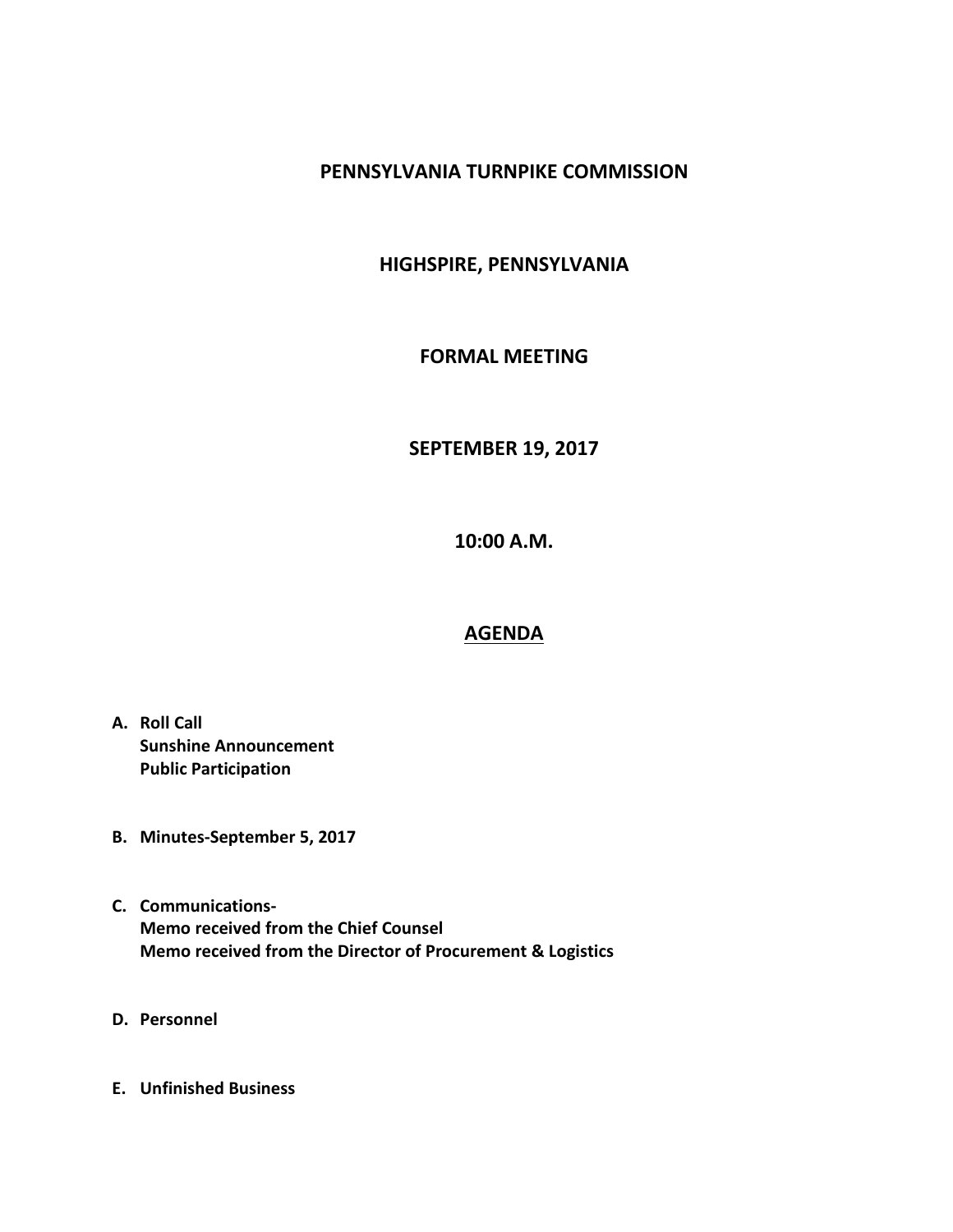# PENNSYLVANIA TURNPIKE COMMISSION

## HIGHSPIRE, PENNSYLVANIA

## FORMAL MEETING

## SEPTEMBER 19, 2017

## 10:00 A.M.

## AGENDA

**A. Roll Call**
**Sunshine Announcement**
**Public Participation**

**B. Minutes-September 5, 2017**

**C. Communications-**
**Memo received from the Chief Counsel**
**Memo received from the Director of Procurement & Logistics**

**D. Personnel**

**E. Unfinished Business**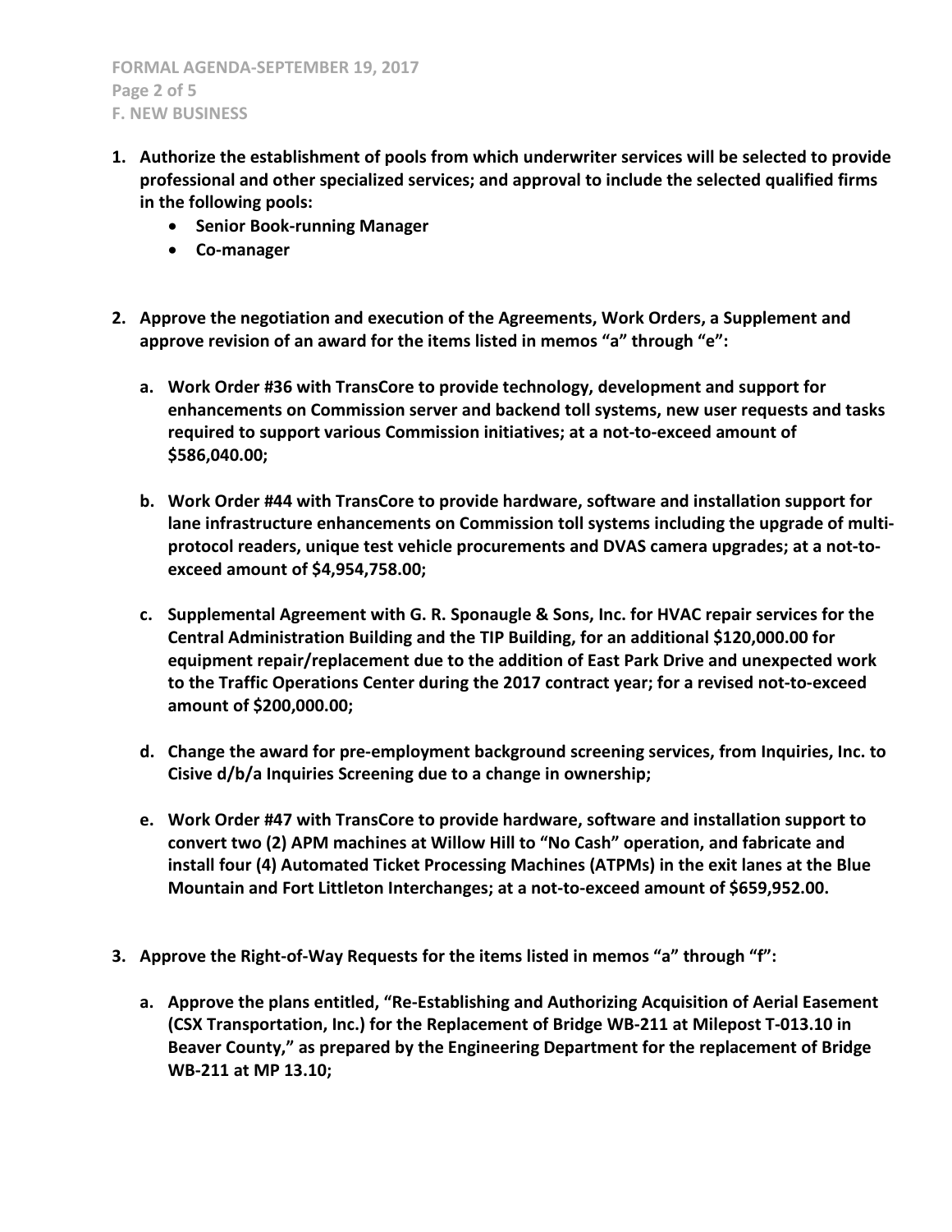**F. NEW BUSINESS**

1. **Authorize the establishment of pools from which underwriter services will be selected to provide professional and other specialized services; and approval to include the selected qualified firms in the following pools:**
   - **Senior Book-running Manager**
   - **Co-manager**

2. **Approve the negotiation and execution of the Agreements, Work Orders, a Supplement and approve revision of an award for the items listed in memos "a" through "e":**

   a. **Work Order #36 with TransCore to provide technology, development and support for enhancements on Commission server and backend toll systems, new user requests and tasks required to support various Commission initiatives; at a not-to-exceed amount of $586,040.00;**

   b. **Work Order #44 with TransCore to provide hardware, software and installation support for lane infrastructure enhancements on Commission toll systems including the upgrade of multi-protocol readers, unique test vehicle procurements and DVAS camera upgrades; at a not-to-exceed amount of $4,954,758.00;**

   c. **Supplemental Agreement with G. R. Sponaugle & Sons, Inc. for HVAC repair services for the Central Administration Building and the TIP Building, for an additional $120,000.00 for equipment repair/replacement due to the addition of East Park Drive and unexpected work to the Traffic Operations Center during the 2017 contract year; for a revised not-to-exceed amount of $200,000.00;**

   d. **Change the award for pre-employment background screening services, from Inquiries, Inc. to Cisive d/b/a Inquiries Screening due to a change in ownership;**

   e. **Work Order #47 with TransCore to provide hardware, software and installation support to convert two (2) APM machines at Willow Hill to "No Cash" operation, and fabricate and install four (4) Automated Ticket Processing Machines (ATPMs) in the exit lanes at the Blue Mountain and Fort Littleton Interchanges; at a not-to-exceed amount of $659,952.00.**

3. **Approve the Right-of-Way Requests for the items listed in memos "a" through "f":**

   a. **Approve the plans entitled, "Re-Establishing and Authorizing Acquisition of Aerial Easement (CSX Transportation, Inc.) for the Replacement of Bridge WB-211 at Milepost T-013.10 in Beaver County," as prepared by the Engineering Department for the replacement of Bridge WB-211 at MP 13.10;**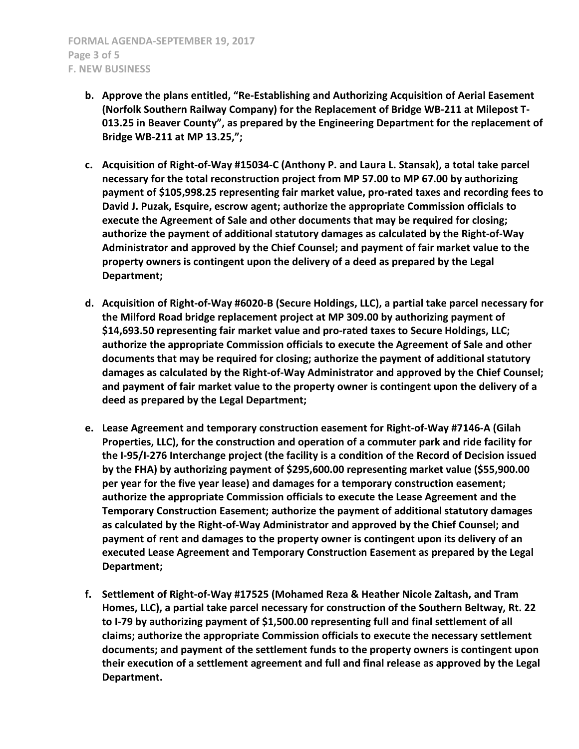**b. Approve the plans entitled, "Re-Establishing and Authorizing Acquisition of Aerial Easement (Norfolk Southern Railway Company) for the Replacement of Bridge WB-211 at Milepost T-013.25 in Beaver County", as prepared by the Engineering Department for the replacement of Bridge WB-211 at MP 13.25,";**

**c. Acquisition of Right-of-Way #15034-C (Anthony P. and Laura L. Stansak), a total take parcel necessary for the total reconstruction project from MP 57.00 to MP 67.00 by authorizing payment of $105,998.25 representing fair market value, pro-rated taxes and recording fees to David J. Puzak, Esquire, escrow agent; authorize the appropriate Commission officials to execute the Agreement of Sale and other documents that may be required for closing; authorize the payment of additional statutory damages as calculated by the Right-of-Way Administrator and approved by the Chief Counsel; and payment of fair market value to the property owners is contingent upon the delivery of a deed as prepared by the Legal Department;**

**d. Acquisition of Right-of-Way #6020-B (Secure Holdings, LLC), a partial take parcel necessary for the Milford Road bridge replacement project at MP 309.00 by authorizing payment of $14,693.50 representing fair market value and pro-rated taxes to Secure Holdings, LLC; authorize the appropriate Commission officials to execute the Agreement of Sale and other documents that may be required for closing; authorize the payment of additional statutory damages as calculated by the Right-of-Way Administrator and approved by the Chief Counsel; and payment of fair market value to the property owner is contingent upon the delivery of a deed as prepared by the Legal Department;**

**e. Lease Agreement and temporary construction easement for Right-of-Way #7146-A (Gilah Properties, LLC), for the construction and operation of a commuter park and ride facility for the I-95/I-276 Interchange project (the facility is a condition of the Record of Decision issued by the FHA) by authorizing payment of $295,600.00 representing market value ($55,900.00 per year for the five year lease) and damages for a temporary construction easement; authorize the appropriate Commission officials to execute the Lease Agreement and the Temporary Construction Easement; authorize the payment of additional statutory damages as calculated by the Right-of-Way Administrator and approved by the Chief Counsel; and payment of rent and damages to the property owner is contingent upon its delivery of an executed Lease Agreement and Temporary Construction Easement as prepared by the Legal Department;**

**f. Settlement of Right-of-Way #17525 (Mohamed Reza & Heather Nicole Zaltash, and Tram Homes, LLC), a partial take parcel necessary for construction of the Southern Beltway, Rt. 22 to I-79 by authorizing payment of $1,500.00 representing full and final settlement of all claims; authorize the appropriate Commission officials to execute the necessary settlement documents; and payment of the settlement funds to the property owners is contingent upon their execution of a settlement agreement and full and final release as approved by the Legal Department.**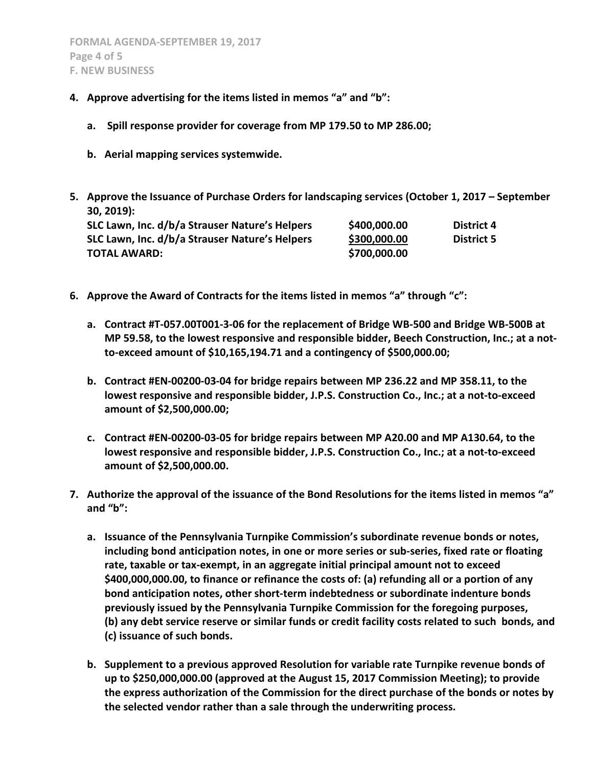**F. NEW BUSINESS**

4. **Approve advertising for the items listed in memos "a" and "b":**

   a. **Spill response provider for coverage from MP 179.50 to MP 286.00;**

   b. **Aerial mapping services systemwide.**

5. **Approve the Issuance of Purchase Orders for landscaping services (October 1, 2017 – September 30, 2019):**

| | | |
|---|---|---|
| **SLC Lawn, Inc. d/b/a Strauser Nature's Helpers** | **$400,000.00** | **District 4** |
| **SLC Lawn, Inc. d/b/a Strauser Nature's Helpers** | **$300,000.00** | **District 5** |
| **TOTAL AWARD:** | **$700,000.00** | |

6. **Approve the Award of Contracts for the items listed in memos "a" through "c":**

   a. **Contract #T-057.00T001-3-06 for the replacement of Bridge WB-500 and Bridge WB-500B at MP 59.58, to the lowest responsive and responsible bidder, Beech Construction, Inc.; at a not-to-exceed amount of $10,165,194.71 and a contingency of $500,000.00;**

   b. **Contract #EN-00200-03-04 for bridge repairs between MP 236.22 and MP 358.11, to the lowest responsive and responsible bidder, J.P.S. Construction Co., Inc.; at a not-to-exceed amount of $2,500,000.00;**

   c. **Contract #EN-00200-03-05 for bridge repairs between MP A20.00 and MP A130.64, to the lowest responsive and responsible bidder, J.P.S. Construction Co., Inc.; at a not-to-exceed amount of $2,500,000.00.**

7. **Authorize the approval of the issuance of the Bond Resolutions for the items listed in memos "a" and "b":**

   a. **Issuance of the Pennsylvania Turnpike Commission's subordinate revenue bonds or notes, including bond anticipation notes, in one or more series or sub-series, fixed rate or floating rate, taxable or tax-exempt, in an aggregate initial principal amount not to exceed $400,000,000.00, to finance or refinance the costs of: (a) refunding all or a portion of any bond anticipation notes, other short-term indebtedness or subordinate indenture bonds previously issued by the Pennsylvania Turnpike Commission for the foregoing purposes, (b) any debt service reserve or similar funds or credit facility costs related to such bonds, and (c) issuance of such bonds.**

   b. **Supplement to a previous approved Resolution for variable rate Turnpike revenue bonds of up to $250,000,000.00 (approved at the August 15, 2017 Commission Meeting); to provide the express authorization of the Commission for the direct purchase of the bonds or notes by the selected vendor rather than a sale through the underwriting process.**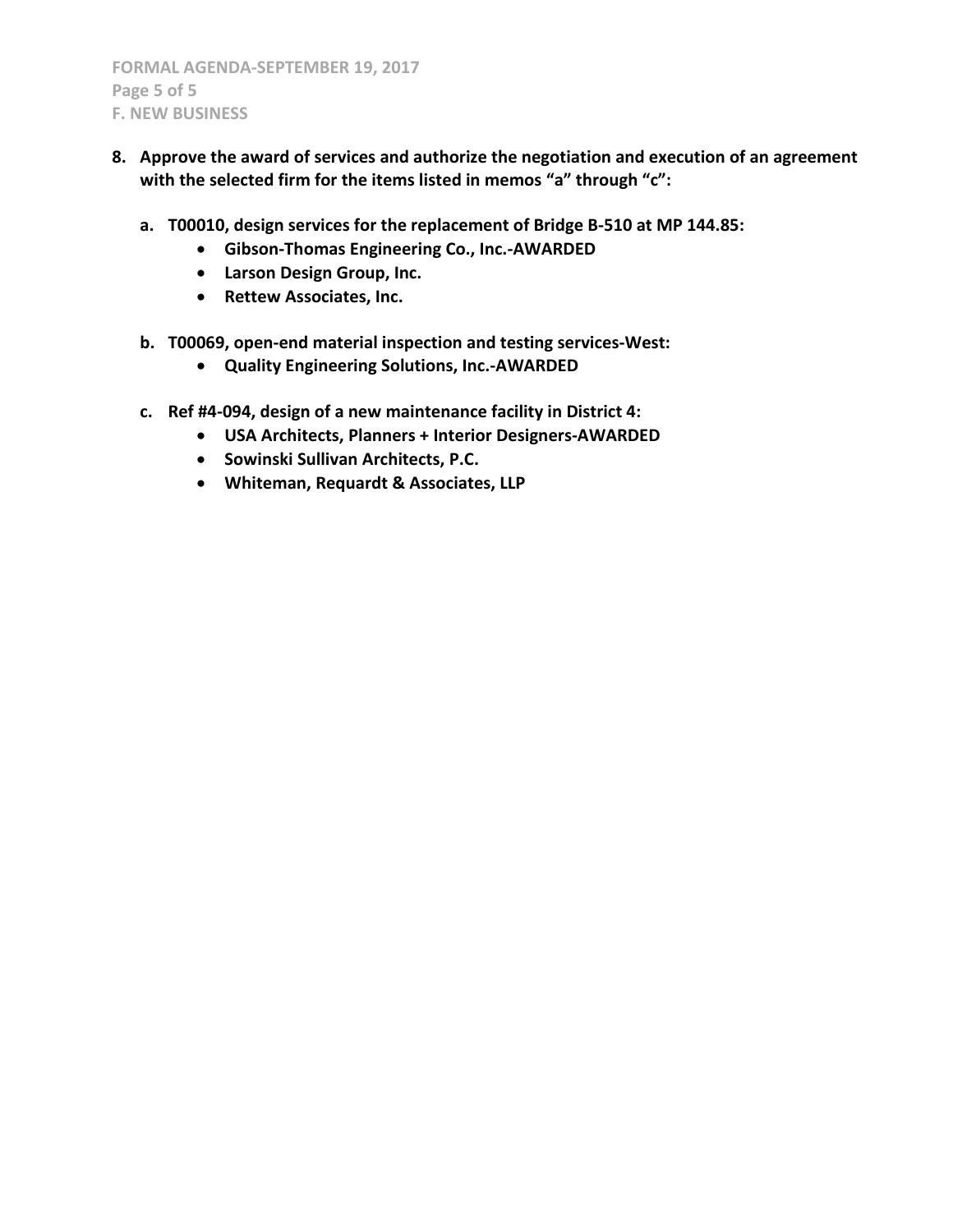**8. Approve the award of services and authorize the negotiation and execution of an agreement with the selected firm for the items listed in memos "a" through "c":**

   **a. T00010, design services for the replacement of Bridge B-510 at MP 144.85:**
   - **Gibson-Thomas Engineering Co., Inc.-AWARDED**
   - **Larson Design Group, Inc.**
   - **Rettew Associates, Inc.**

   **b. T00069, open-end material inspection and testing services-West:**
   - **Quality Engineering Solutions, Inc.-AWARDED**

   **c. Ref #4-094, design of a new maintenance facility in District 4:**
   - **USA Architects, Planners + Interior Designers-AWARDED**
   - **Sowinski Sullivan Architects, P.C.**
   - **Whiteman, Requardt & Associates, LLP**